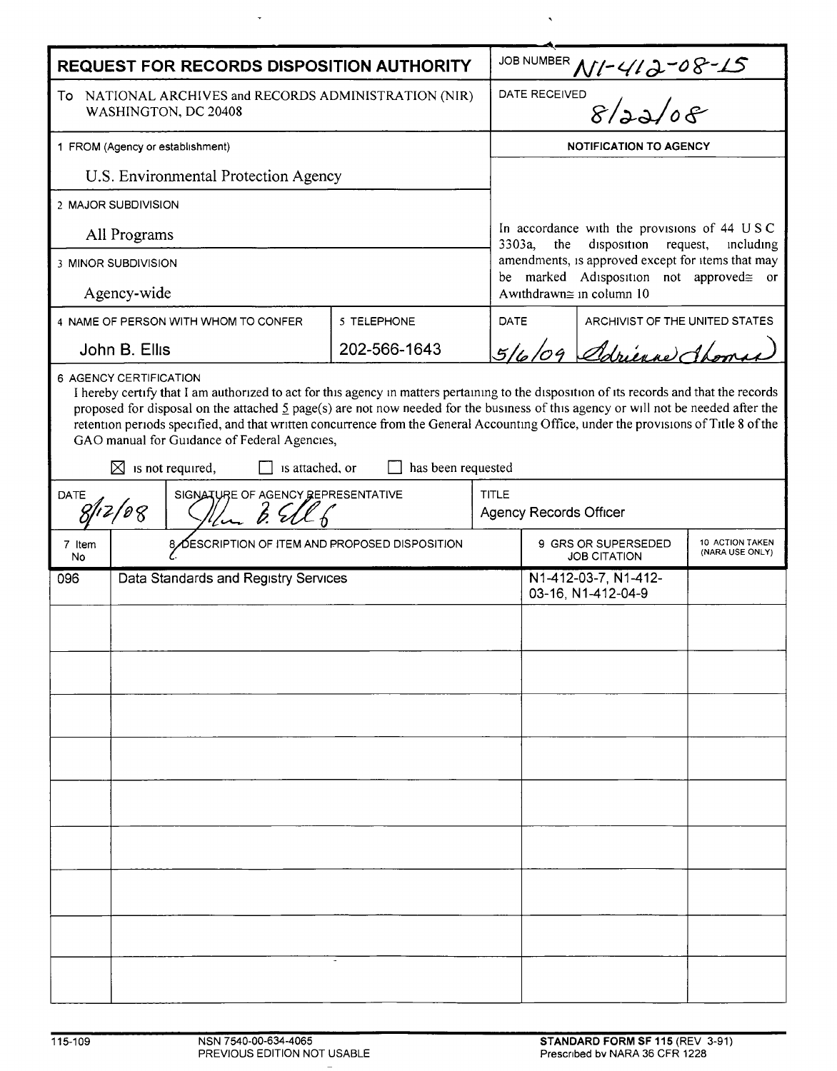# REQUEST FOR RECORDS DISPOSITION AUTHORITY

| | |
|---|---|
| **REQUEST FOR RECORDS DISPOSITION AUTHORITY** | JOB NUMBER N1-412-08-15 |
| To NATIONAL ARCHIVES and RECORDS ADMINISTRATION (NIR) WASHINGTON, DC 20408 | DATE RECEIVED 8/22/08 |
| 1 FROM (Agency or establishment) U.S. Environmental Protection Agency | **NOTIFICATION TO AGENCY** |
| 2 MAJOR SUBDIVISION All Programs | In accordance with the provisions of 44 USC 3303a, the disposition request, including amendments, is approved except for items that may be marked "disposition not approved" or "withdrawn" in column 10 |
| 3 MINOR SUBDIVISION Agency-wide | |

| 4 NAME OF PERSON WITH WHOM TO CONFER | 5 TELEPHONE | DATE | ARCHIVIST OF THE UNITED STATES |
|---|---|---|---|
| John B. Ellis | 202-566-1643 | 5/6/09 | Adrienne Thomas |

6 AGENCY CERTIFICATION

I hereby certify that I am authorized to act for this agency in matters pertaining to the disposition of its records and that the records proposed for disposal on the attached 5 page(s) are not now needed for the business of this agency or will not be needed after the retention periods specified, and that written concurrence from the General Accounting Office, under the provisions of Title 8 of the GAO manual for Guidance of Federal Agencies,

☒ is not required, ☐ is attached, or ☐ has been requested

| DATE | SIGNATURE OF AGENCY REPRESENTATIVE | TITLE |
|---|---|---|
| 8/12/08 | John B. Ellis | Agency Records Officer |

| 7 Item No | 8 DESCRIPTION OF ITEM AND PROPOSED DISPOSITION | 9 GRS OR SUPERSEDED JOB CITATION | 10 ACTION TAKEN (NARA USE ONLY) |
|---|---|---|---|
| 096 | Data Standards and Registry Services | N1-412-03-7, N1-412-03-16, N1-412-04-9 | |

115-109 NSN 7540-00-634-4065 PREVIOUS EDITION NOT USABLE

**STANDARD FORM SF 115** (REV 3-91) Prescribed by NARA 36 CFR 1228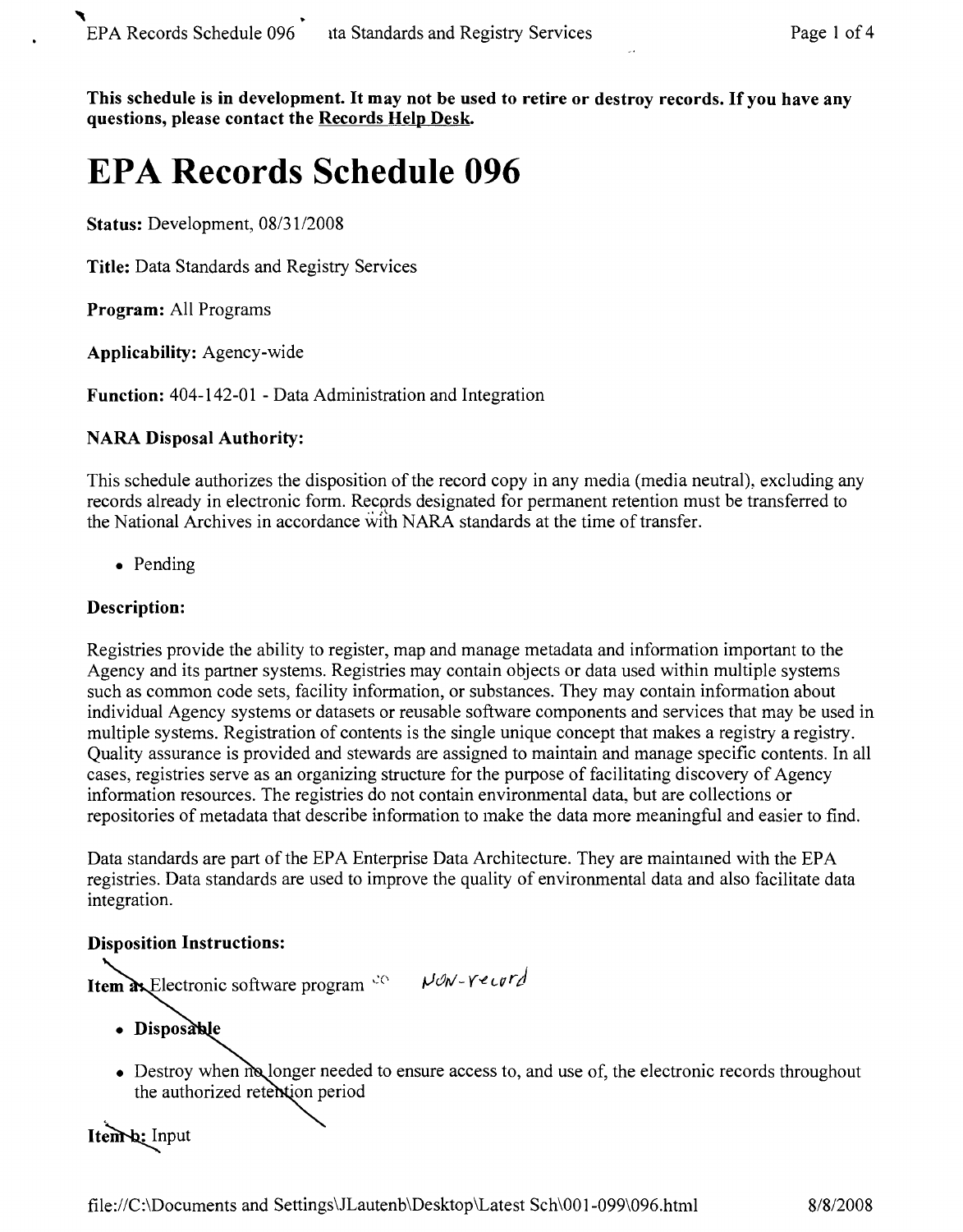This schedule is in development. It may not be used to retire or destroy records. If you have any questions, please contact the Records Help Desk.

# EPA Records Schedule 096

**Status:** Development, 08/31/2008

**Title:** Data Standards and Registry Services

**Program:** All Programs

**Applicability:** Agency-wide

**Function:** 404-142-01 - Data Administration and Integration

**NARA Disposal Authority:**

This schedule authorizes the disposition of the record copy in any media (media neutral), excluding any records already in electronic form. Records designated for permanent retention must be transferred to the National Archives in accordance with NARA standards at the time of transfer.

- Pending

**Description:**

Registries provide the ability to register, map and manage metadata and information important to the Agency and its partner systems. Registries may contain objects or data used within multiple systems such as common code sets, facility information, or substances. They may contain information about individual Agency systems or datasets or reusable software components and services that may be used in multiple systems. Registration of contents is the single unique concept that makes a registry a registry. Quality assurance is provided and stewards are assigned to maintain and manage specific contents. In all cases, registries serve as an organizing structure for the purpose of facilitating discovery of Agency information resources. The registries do not contain environmental data, but are collections or repositories of metadata that describe information to make the data more meaningful and easier to find.

Data standards are part of the EPA Enterprise Data Architecture. They are maintained with the EPA registries. Data standards are used to improve the quality of environmental data and also facilitate data integration.

**Disposition Instructions:**

**Item a:** Electronic software program Non-record

- **Disposable**
- Destroy when no longer needed to ensure access to, and use of, the electronic records throughout the authorized retention period

**Item b:** Input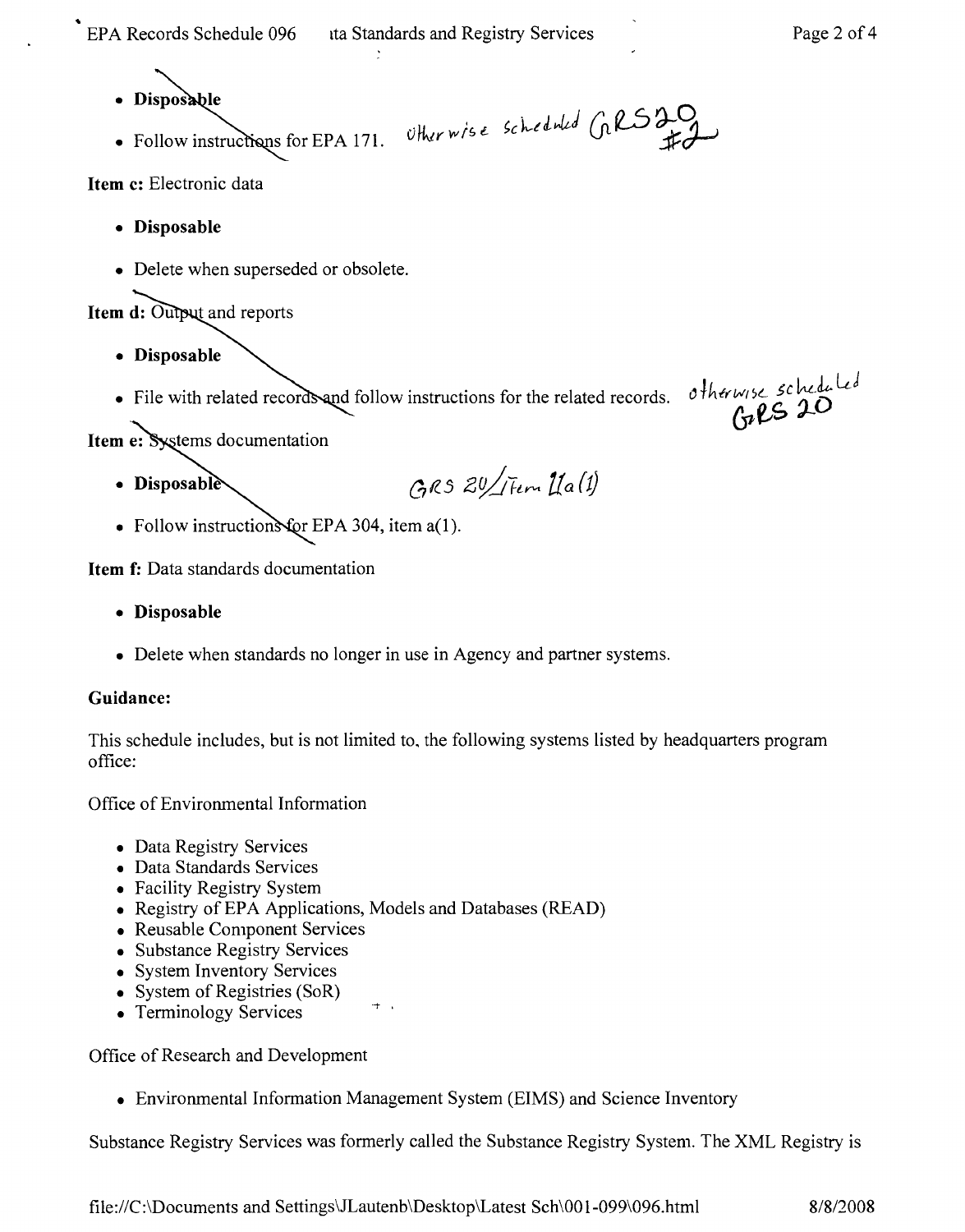- **Disposable**
- Follow instructions for EPA 171. otherwise scheduled GRS 20 #2

**Item c:** Electronic data

- **Disposable**
- Delete when superseded or obsolete.

**Item d:** Output and reports

- **Disposable**
- File with related records and follow instructions for the related records. otherwise scheduled GRS 20

**Item e:** Systems documentation

- **Disposable** GRS 20/Item 11a(1)
- Follow instructions for EPA 304, item a(1).

**Item f:** Data standards documentation

- **Disposable**
- Delete when standards no longer in use in Agency and partner systems.

**Guidance:**

This schedule includes, but is not limited to, the following systems listed by headquarters program office:

Office of Environmental Information

- Data Registry Services
- Data Standards Services
- Facility Registry System
- Registry of EPA Applications, Models and Databases (READ)
- Reusable Component Services
- Substance Registry Services
- System Inventory Services
- System of Registries (SoR)
- Terminology Services

Office of Research and Development

- Environmental Information Management System (EIMS) and Science Inventory

Substance Registry Services was formerly called the Substance Registry System. The XML Registry is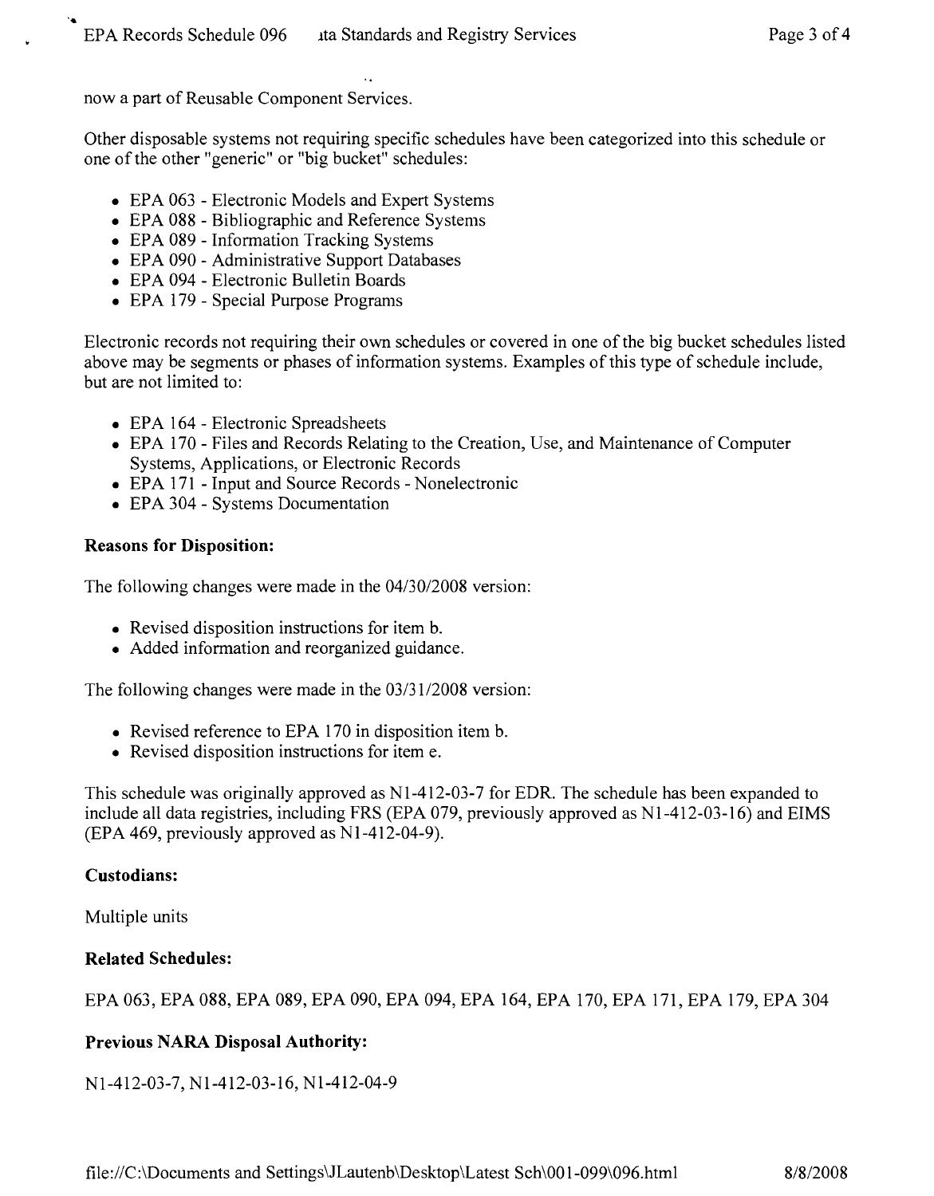now a part of Reusable Component Services.

Other disposable systems not requiring specific schedules have been categorized into this schedule or one of the other "generic" or "big bucket" schedules:

- EPA 063 - Electronic Models and Expert Systems
- EPA 088 - Bibliographic and Reference Systems
- EPA 089 - Information Tracking Systems
- EPA 090 - Administrative Support Databases
- EPA 094 - Electronic Bulletin Boards
- EPA 179 - Special Purpose Programs

Electronic records not requiring their own schedules or covered in one of the big bucket schedules listed above may be segments or phases of information systems. Examples of this type of schedule include, but are not limited to:

- EPA 164 - Electronic Spreadsheets
- EPA 170 - Files and Records Relating to the Creation, Use, and Maintenance of Computer Systems, Applications, or Electronic Records
- EPA 171 - Input and Source Records - Nonelectronic
- EPA 304 - Systems Documentation

**Reasons for Disposition:**

The following changes were made in the 04/30/2008 version:

- Revised disposition instructions for item b.
- Added information and reorganized guidance.

The following changes were made in the 03/31/2008 version:

- Revised reference to EPA 170 in disposition item b.
- Revised disposition instructions for item e.

This schedule was originally approved as N1-412-03-7 for EDR. The schedule has been expanded to include all data registries, including FRS (EPA 079, previously approved as N1-412-03-16) and EIMS (EPA 469, previously approved as N1-412-04-9).

**Custodians:**

Multiple units

**Related Schedules:**

EPA 063, EPA 088, EPA 089, EPA 090, EPA 094, EPA 164, EPA 170, EPA 171, EPA 179, EPA 304

**Previous NARA Disposal Authority:**

N1-412-03-7, N1-412-03-16, N1-412-04-9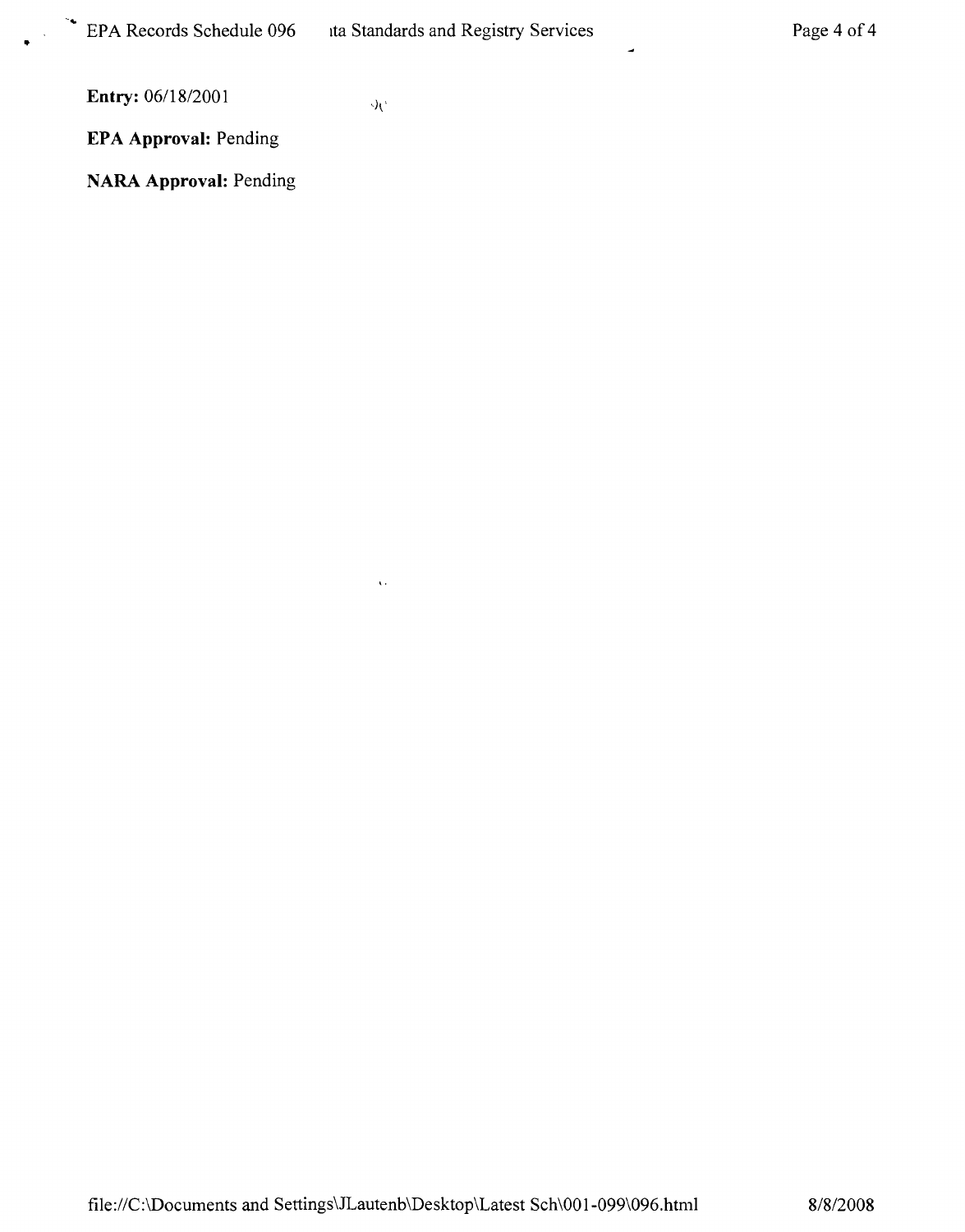**Entry:** 06/18/2001

**EPA Approval:** Pending

**NARA Approval:** Pending